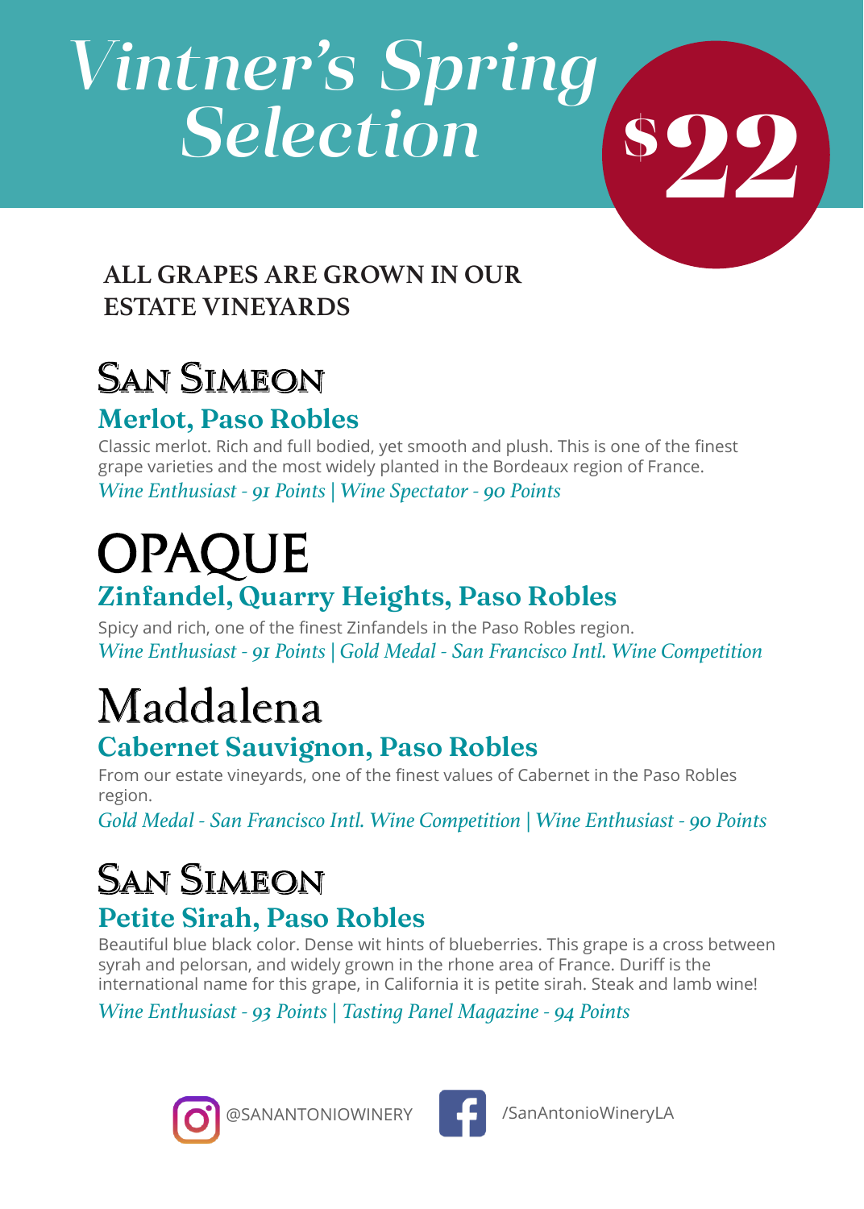# Vintner's Spring Selection

**$22**

**ALL GRAPES ARE GROWN IN OUR ESTATE VINEYARDS**

## San Simeon

### Merlot, Paso Robles

Classic merlot. Rich and full bodied, yet smooth and plush. This is one of the finest grape varieties and the most widely planted in the Bordeaux region of France.

*Wine Enthusiast - 91 Points | Wine Spectator - 90 Points*

## OPAQUE

### Zinfandel, Quarry Heights, Paso Robles

Spicy and rich, one of the finest Zinfandels in the Paso Robles region.

*Wine Enthusiast - 91 Points | Gold Medal - San Francisco Intl. Wine Competition*

## Maddalena

### Cabernet Sauvignon, Paso Robles

From our estate vineyards, one of the finest values of Cabernet in the Paso Robles region.

*Gold Medal - San Francisco Intl. Wine Competition | Wine Enthusiast - 90 Points*

## San Simeon

### Petite Sirah, Paso Robles

Beautiful blue black color. Dense wit hints of blueberries. This grape is a cross between syrah and pelorsan, and widely grown in the rhone area of France. Duriff is the international name for this grape, in California it is petite sirah. Steak and lamb wine!

*Wine Enthusiast - 93 Points | Tasting Panel Magazine - 94 Points*

@SANANTONIOWINERY /SanAntonioWineryLA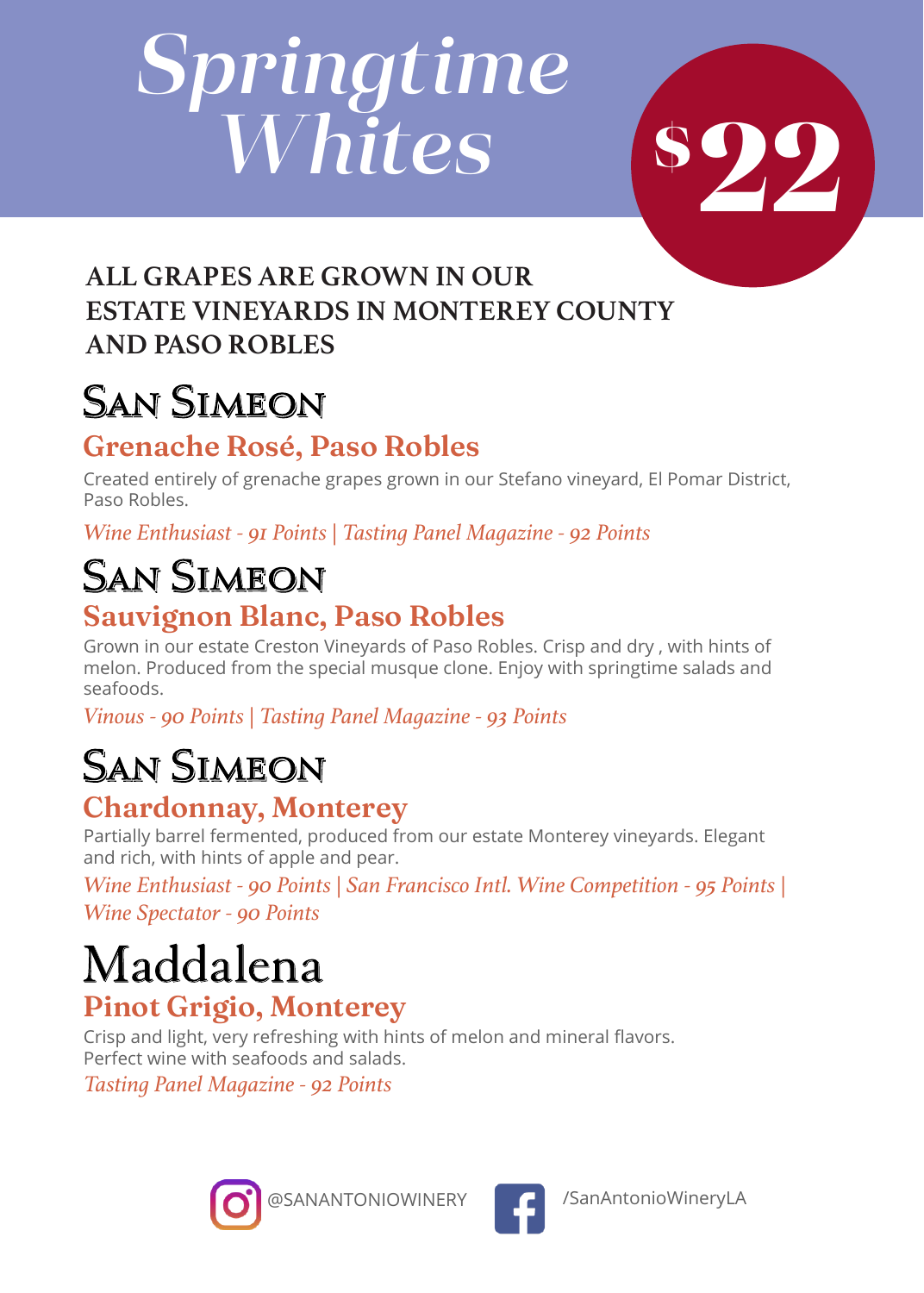# Springtime Whites

## $22

**ALL GRAPES ARE GROWN IN OUR ESTATE VINEYARDS IN MONTEREY COUNTY AND PASO ROBLES**

## San Simeon

### Grenache Rosé, Paso Robles

Created entirely of grenache grapes grown in our Stefano vineyard, El Pomar District, Paso Robles.

*Wine Enthusiast - 91 Points | Tasting Panel Magazine - 92 Points*

## San Simeon

### Sauvignon Blanc, Paso Robles

Grown in our estate Creston Vineyards of Paso Robles. Crisp and dry , with hints of melon. Produced from the special musque clone. Enjoy with springtime salads and seafoods.

*Vinous - 90 Points | Tasting Panel Magazine - 93 Points*

## San Simeon

### Chardonnay, Monterey

Partially barrel fermented, produced from our estate Monterey vineyards. Elegant and rich, with hints of apple and pear.

*Wine Enthusiast - 90 Points | San Francisco Intl. Wine Competition - 95 Points | Wine Spectator - 90 Points*

## Maddalena

### Pinot Grigio, Monterey

Crisp and light, very refreshing with hints of melon and mineral flavors. Perfect wine with seafoods and salads.

*Tasting Panel Magazine - 92 Points*

@SANANTONIOWINERY /SanAntonioWineryLA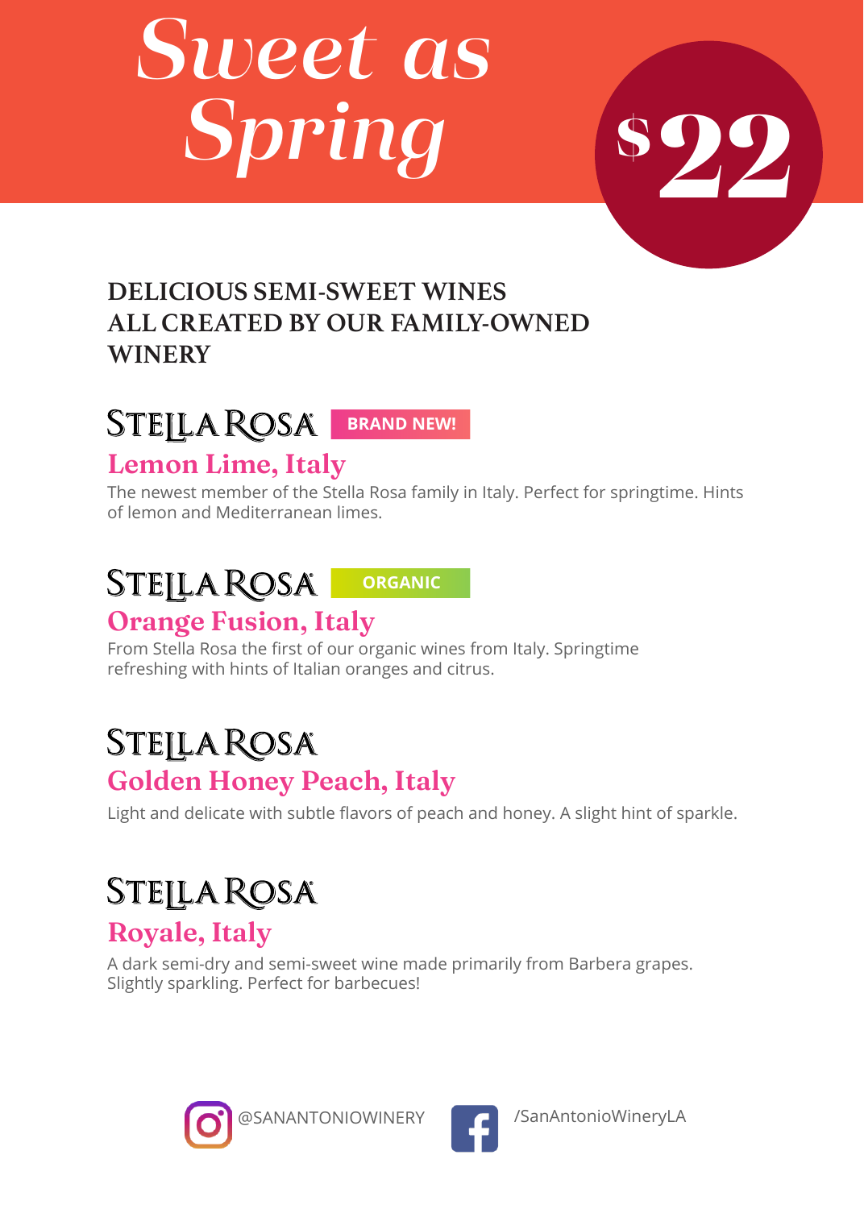# Sweet as Spring

**$22**

## DELICIOUS SEMI-SWEET WINES ALL CREATED BY OUR FAMILY-OWNED WINERY

STELLA ROSA **BRAND NEW!**

### Lemon Lime, Italy

The newest member of the Stella Rosa family in Italy. Perfect for springtime. Hints of lemon and Mediterranean limes.

STELLA ROSA **ORGANIC**

### Orange Fusion, Italy

From Stella Rosa the first of our organic wines from Italy. Springtime refreshing with hints of Italian oranges and citrus.

STELLA ROSA

### Golden Honey Peach, Italy

Light and delicate with subtle flavors of peach and honey. A slight hint of sparkle.

STELLA ROSA

### Royale, Italy

A dark semi-dry and semi-sweet wine made primarily from Barbera grapes. Slightly sparkling. Perfect for barbecues!

@SANANTONIOWINERY /SanAntonioWineryLA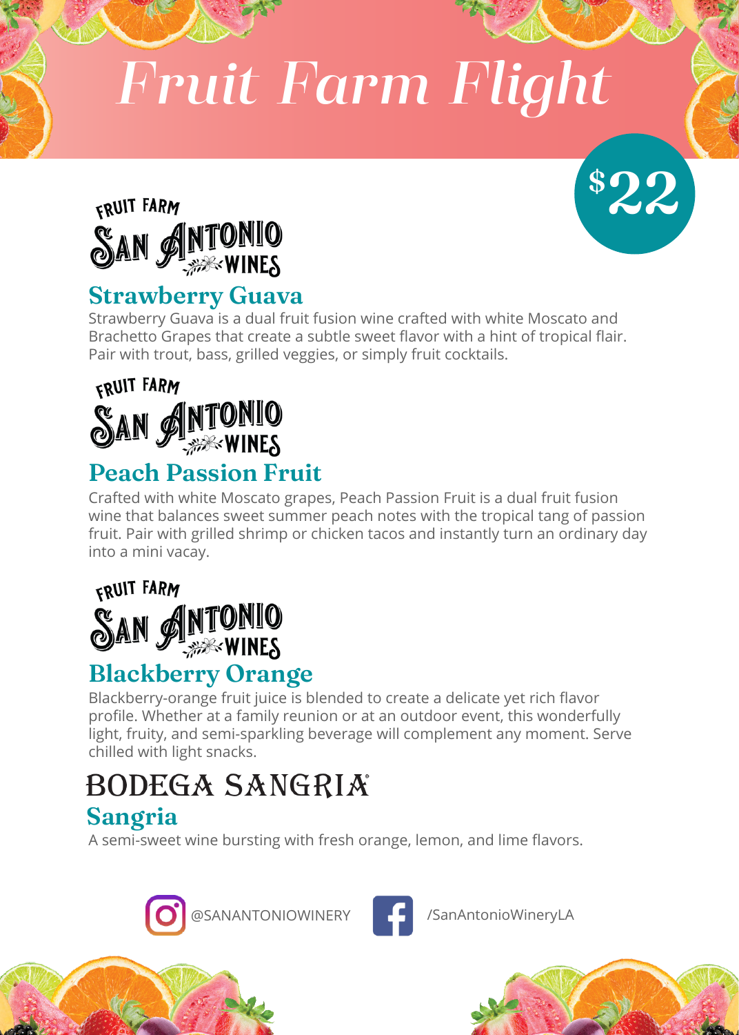# Fruit Farm Flight

$22

FRUIT FARM
SAN ANTONIO WINES

## Strawberry Guava

Strawberry Guava is a dual fruit fusion wine crafted with white Moscato and Brachetto Grapes that create a subtle sweet flavor with a hint of tropical flair. Pair with trout, bass, grilled veggies, or simply fruit cocktails.

FRUIT FARM
SAN ANTONIO WINES

## Peach Passion Fruit

Crafted with white Moscato grapes, Peach Passion Fruit is a dual fruit fusion wine that balances sweet summer peach notes with the tropical tang of passion fruit. Pair with grilled shrimp or chicken tacos and instantly turn an ordinary day into a mini vacay.

FRUIT FARM
SAN ANTONIO WINES

## Blackberry Orange

Blackberry-orange fruit juice is blended to create a delicate yet rich flavor profile. Whether at a family reunion or at an outdoor event, this wonderfully light, fruity, and semi-sparkling beverage will complement any moment. Serve chilled with light snacks.

BODEGA SANGRIA®

## Sangria

A semi-sweet wine bursting with fresh orange, lemon, and lime flavors.

@SANANTONIOWINERY  /SanAntonioWineryLA